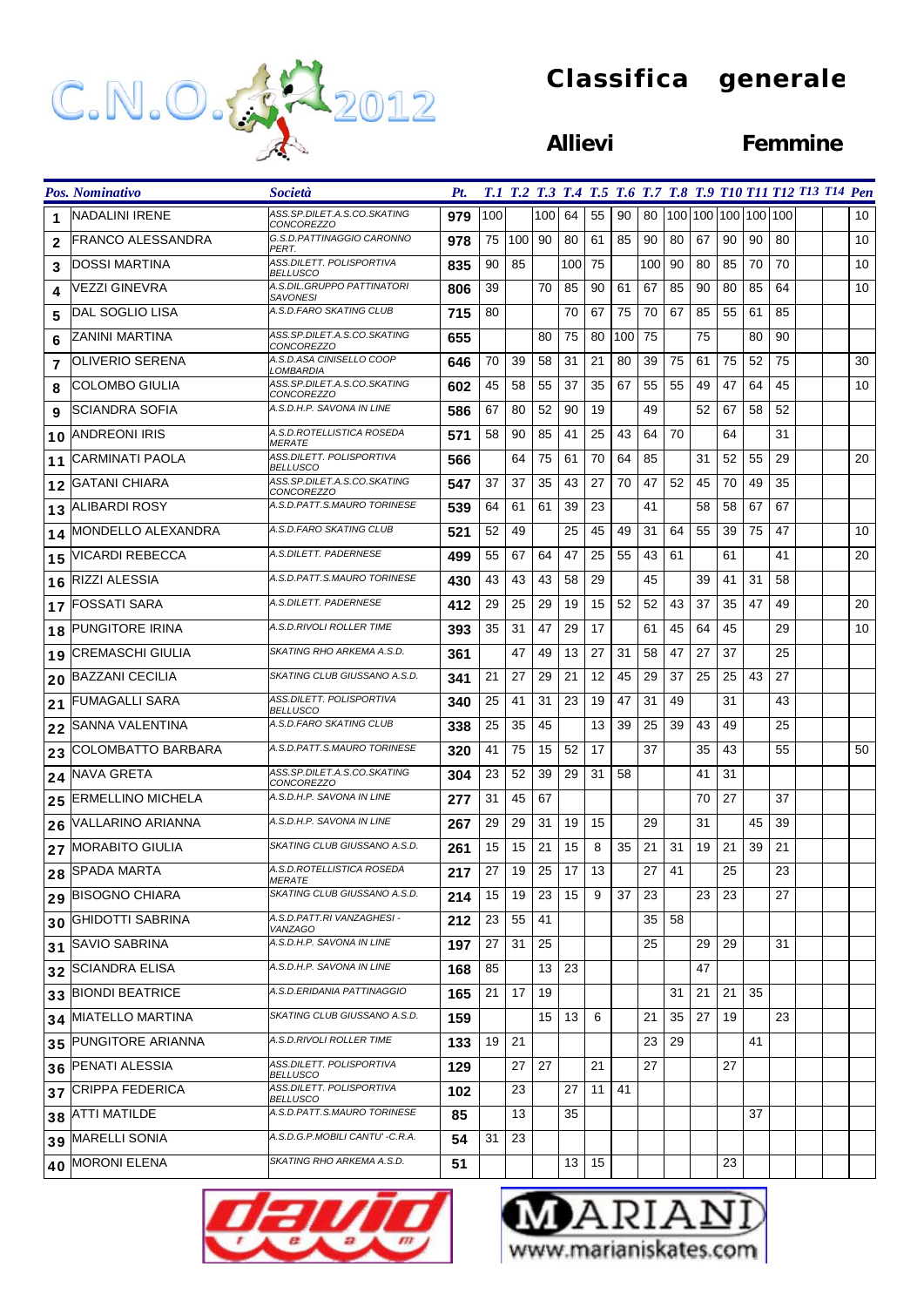# C.N.O. 2012

## Classifica generale

### Allievi Femmine

| Pos. | Nominativo | Società | Pt. | T.1 | T.2 | T.3 | T.4 | T.5 | T.6 | T.7 | T.8 | T.9 | T10 | T11 | T12 | T13 | T14 | Pen |
|---|---|---|---|---|---|---|---|---|---|---|---|---|---|---|---|---|---|---|
| 1 | NADALINI IRENE | ASS.SP.DILET.A.S.CO.SKATING CONCOREZZO | 979 | 100 | | 100 | 64 | 55 | 90 | 80 | 100 | 100 | 100 | 100 | 100 | | | 10 |
| 2 | FRANCO ALESSANDRA | G.S.D.PATTINAGGIO CARONNO PERT. | 978 | 75 | 100 | 90 | 80 | 61 | 85 | 90 | 80 | 67 | 90 | 90 | 80 | | | 10 |
| 3 | DOSSI MARTINA | ASS.DILETT. POLISPORTIVA BELLUSCO | 835 | 90 | 85 | | 100 | 75 | | 100 | 90 | 80 | 85 | 70 | 70 | | | 10 |
| 4 | VEZZI GINEVRA | A.S.DIL.GRUPPO PATTINATORI SAVONESI | 806 | 39 | | 70 | 85 | 90 | 61 | 67 | 85 | 90 | 80 | 85 | 64 | | | 10 |
| 5 | DAL SOGLIO LISA | A.S.D.FARO SKATING CLUB | 715 | 80 | | | 70 | 67 | 75 | 70 | 67 | 85 | 55 | 61 | 85 | | | |
| 6 | ZANINI MARTINA | ASS.SP.DILET.A.S.CO.SKATING CONCOREZZO | 655 | | | 80 | 75 | 80 | 100 | 75 | | 75 | | 80 | 90 | | | |
| 7 | OLIVERIO SERENA | A.S.D.ASA CINISELLO COOP LOMBARDIA | 646 | 70 | 39 | 58 | 31 | 21 | 80 | 39 | 75 | 61 | 75 | 52 | 75 | | | 30 |
| 8 | COLOMBO GIULIA | ASS.SP.DILET.A.S.CO.SKATING CONCOREZZO | 602 | 45 | 58 | 55 | 37 | 35 | 67 | 55 | 55 | 49 | 47 | 64 | 45 | | | 10 |
| 9 | SCIANDRA SOFIA | A.S.D.H.P. SAVONA IN LINE | 586 | 67 | 80 | 52 | 90 | 19 | | 49 | | 52 | 67 | 58 | 52 | | | |
| 10 | ANDREONI IRIS | A.S.D.ROTELLISTICA ROSEDA MERATE | 571 | 58 | 90 | 85 | 41 | 25 | 43 | 64 | 70 | | 64 | | 31 | | | |
| 11 | CARMINATI PAOLA | ASS.DILETT. POLISPORTIVA BELLUSCO | 566 | | 64 | 75 | 61 | 70 | 64 | 85 | | 31 | 52 | 55 | 29 | | | 20 |
| 12 | GATANI CHIARA | ASS.SP.DILET.A.S.CO.SKATING CONCOREZZO | 547 | 37 | 37 | 35 | 43 | 27 | 70 | 47 | 52 | 45 | 70 | 49 | 35 | | | |
| 13 | ALIBARDI ROSY | A.S.D.PATT.S.MAURO TORINESE | 539 | 64 | 61 | 61 | 39 | 23 | | 41 | | 58 | 58 | 67 | 67 | | | |
| 14 | MONDELLO ALEXANDRA | A.S.D.FARO SKATING CLUB | 521 | 52 | 49 | | 25 | 45 | 49 | 31 | 64 | 55 | 39 | 75 | 47 | | | 10 |
| 15 | VICARDI REBECCA | A.S.DILETT. PADERNESE | 499 | 55 | 67 | 64 | 47 | 25 | 55 | 43 | 61 | | 61 | | 41 | | | 20 |
| 16 | RIZZI ALESSIA | A.S.D.PATT.S.MAURO TORINESE | 430 | 43 | 43 | 43 | 58 | 29 | | 45 | | 39 | 41 | 31 | 58 | | | |
| 17 | FOSSATI SARA | A.S.DILETT. PADERNESE | 412 | 29 | 25 | 29 | 19 | 15 | 52 | 52 | 43 | 37 | 35 | 47 | 49 | | | 20 |
| 18 | PUNGITORE IRINA | A.S.D.RIVOLI ROLLER TIME | 393 | 35 | 31 | 47 | 29 | 17 | | 61 | 45 | 64 | 45 | | 29 | | | 10 |
| 19 | CREMASCHI GIULIA | SKATING RHO ARKEMA A.S.D. | 361 | | 47 | 49 | 13 | 27 | 31 | 58 | 47 | 27 | 37 | | 25 | | | |
| 20 | BAZZANI CECILIA | SKATING CLUB GIUSSANO A.S.D. | 341 | 21 | 27 | 29 | 21 | 12 | 45 | 29 | 37 | 25 | 25 | 43 | 27 | | | |
| 21 | FUMAGALLI SARA | ASS.DILETT. POLISPORTIVA BELLUSCO | 340 | 25 | 41 | 31 | 23 | 19 | 47 | 31 | 49 | | 31 | | 43 | | | |
| 22 | SANNA VALENTINA | A.S.D.FARO SKATING CLUB | 338 | 25 | 35 | 45 | | 13 | 39 | 25 | 39 | 43 | 49 | | 25 | | | |
| 23 | COLOMBATTO BARBARA | A.S.D.PATT.S.MAURO TORINESE | 320 | 41 | 75 | 15 | 52 | 17 | | 37 | | 35 | 43 | | 55 | | | 50 |
| 24 | NAVA GRETA | ASS.SP.DILET.A.S.CO.SKATING CONCOREZZO | 304 | 23 | 52 | 39 | 29 | 31 | 58 | | | 41 | 31 | | | | | |
| 25 | ERMELLINO MICHELA | A.S.D.H.P. SAVONA IN LINE | 277 | 31 | 45 | 67 | | | | | | 70 | 27 | | 37 | | | |
| 26 | VALLARINO ARIANNA | A.S.D.H.P. SAVONA IN LINE | 267 | 29 | 29 | 31 | 19 | 15 | | 29 | | 31 | | 45 | 39 | | | |
| 27 | MORABITO GIULIA | SKATING CLUB GIUSSANO A.S.D. | 261 | 15 | 15 | 21 | 15 | 8 | 35 | 21 | 31 | 19 | 21 | 39 | 21 | | | |
| 28 | SPADA MARTA | A.S.D.ROTELLISTICA ROSEDA MERATE | 217 | 27 | 19 | 25 | 17 | 13 | | 27 | 41 | | 25 | | 23 | | | |
| 29 | BISOGNO CHIARA | SKATING CLUB GIUSSANO A.S.D. | 214 | 15 | 19 | 23 | 15 | 9 | 37 | 23 | | 23 | 23 | | 27 | | | |
| 30 | GHIDOTTI SABRINA | A.S.D.PATT.RI VANZAGHESI - VANZAGO | 212 | 23 | 55 | 41 | | | | 35 | 58 | | | | | | | |
| 31 | SAVIO SABRINA | A.S.D.H.P. SAVONA IN LINE | 197 | 27 | 31 | 25 | | | | 25 | | 29 | 29 | | 31 | | | |
| 32 | SCIANDRA ELISA | A.S.D.H.P. SAVONA IN LINE | 168 | 85 | | 13 | 23 | | | | | 47 | | | | | | |
| 33 | BIONDI BEATRICE | A.S.D.ERIDANIA PATTINAGGIO | 165 | 21 | 17 | 19 | | | | | 31 | 21 | 21 | 35 | | | | |
| 34 | MIATELLO MARTINA | SKATING CLUB GIUSSANO A.S.D. | 159 | | | 15 | 13 | 6 | | 21 | 35 | 27 | 19 | | 23 | | | |
| 35 | PUNGITORE ARIANNA | A.S.D.RIVOLI ROLLER TIME | 133 | 19 | 21 | | | | | 23 | 29 | | | 41 | | | | |
| 36 | PENATI ALESSIA | ASS.DILETT. POLISPORTIVA BELLUSCO | 129 | | 27 | 27 | | 21 | | 27 | | | 27 | | | | | |
| 37 | CRIPPA FEDERICA | ASS.DILETT. POLISPORTIVA BELLUSCO | 102 | | 23 | | 27 | 11 | 41 | | | | | | | | | |
| 38 | ATTI MATILDE | A.S.D.PATT.S.MAURO TORINESE | 85 | | 13 | | 35 | | | | | | | 37 | | | | |
| 39 | MARELLI SONIA | A.S.D.G.P.MOBILI CANTU' -C.R.A. | 54 | 31 | 23 | | | | | | | | | | | | | |
| 40 | MORONI ELENA | SKATING RHO ARKEMA A.S.D. | 51 | | | | 13 | 15 | | | | | 23 | | | | | |

www.marianiskates.com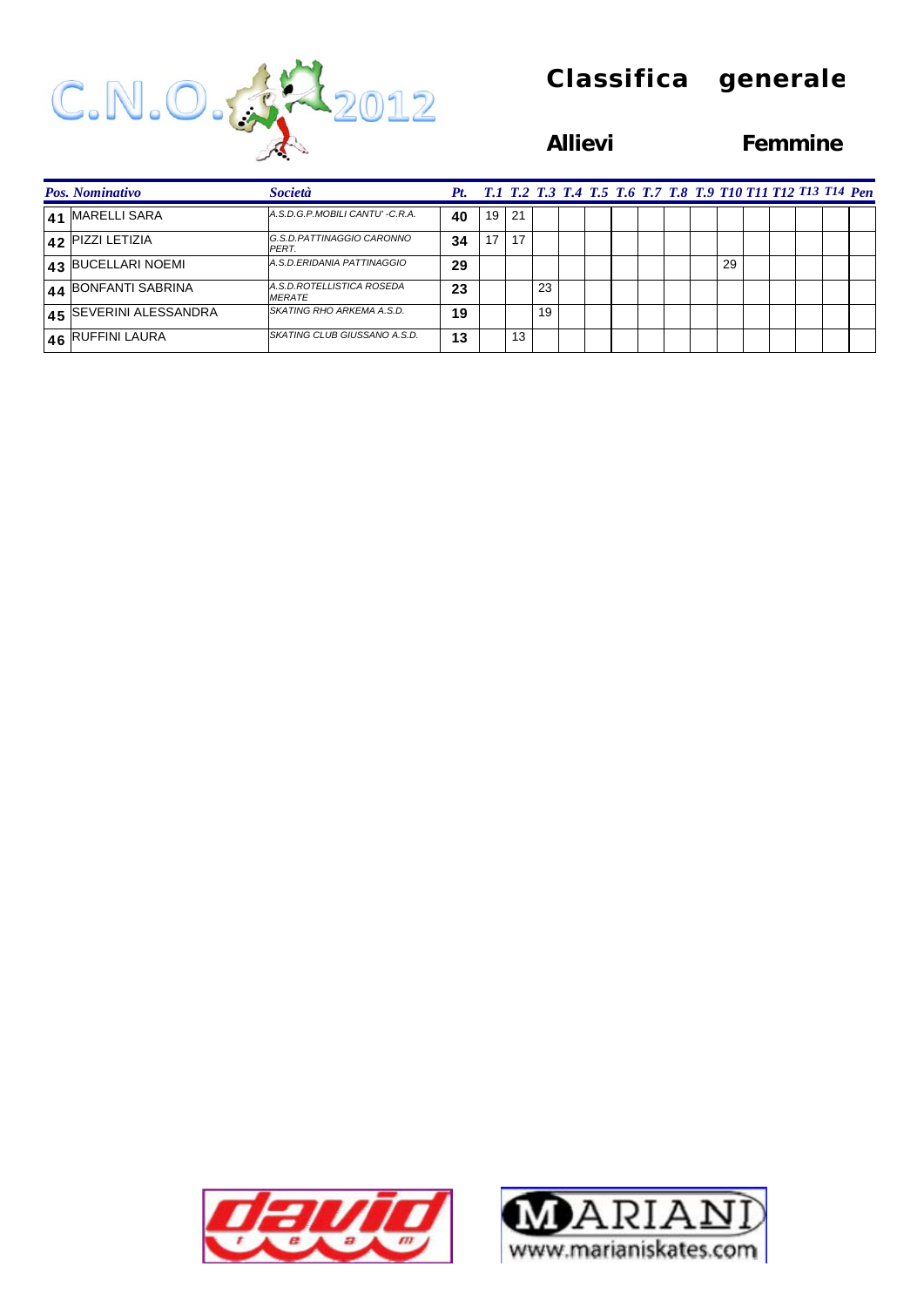# Classifica generale

## Allievi Femmine

| Pos. | Nominativo | Società | Pt. | T.1 | T.2 | T.3 | T.4 | T.5 | T.6 | T.7 | T.8 | T.9 | T10 | T11 | T12 | T13 | T14 | Pen |
|---|---|---|---|---|---|---|---|---|---|---|---|---|---|---|---|---|---|---|
| 41 | MARELLI SARA | A.S.D.G.P.MOBILI CANTU' -C.R.A. | 40 | 19 | 21 | | | | | | | | | | | | | |
| 42 | PIZZI LETIZIA | G.S.D.PATTINAGGIO CARONNO PERT. | 34 | 17 | 17 | | | | | | | | | | | | | |
| 43 | BUCELLARI NOEMI | A.S.D.ERIDANIA PATTINAGGIO | 29 | | | | | | | | | | 29 | | | | | |
| 44 | BONFANTI SABRINA | A.S.D.ROTELLISTICA ROSEDA MERATE | 23 | | | 23 | | | | | | | | | | | | |
| 45 | SEVERINI ALESSANDRA | SKATING RHO ARKEMA A.S.D. | 19 | | | 19 | | | | | | | | | | | | |
| 46 | RUFFINI LAURA | SKATING CLUB GIUSSANO A.S.D. | 13 | | 13 | | | | | | | | | | | | | |